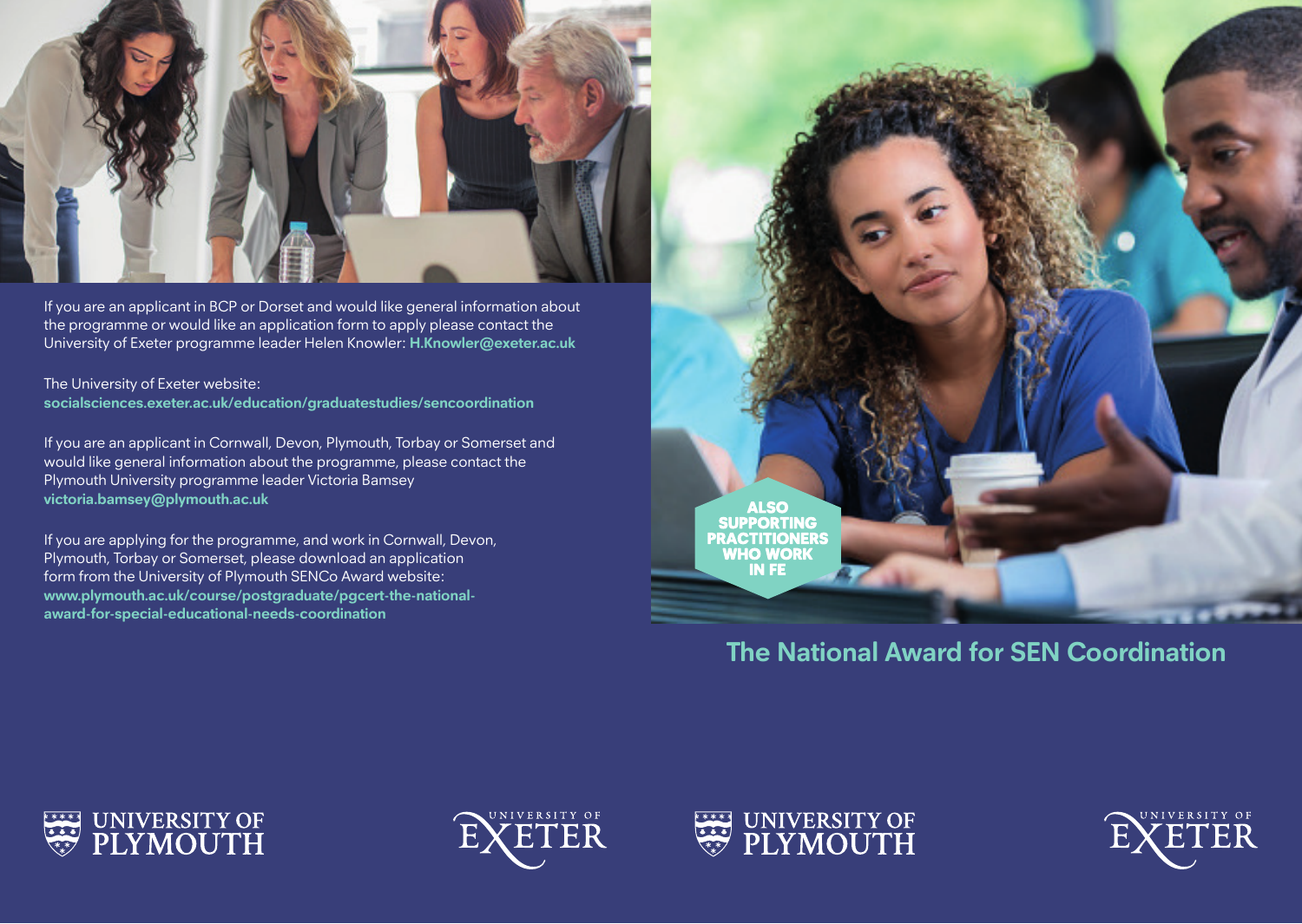If you are an applicant in BCP or Dorset and would like general information about the programme or would like an application form to apply please contact the University of Exeter programme leader Helen Knowler: **H.Knowler@exeter.ac.uk**

The University of Exeter website:
**socialsciences.exeter.ac.uk/education/graduatestudies/sencoordination**

If you are an applicant in Cornwall, Devon, Plymouth, Torbay or Somerset and would like general information about the programme, please contact the Plymouth University programme leader Victoria Bamsey
**victoria.bamsey@plymouth.ac.uk**

If you are applying for the programme, and work in Cornwall, Devon, Plymouth, Torbay or Somerset, please download an application form from the University of Plymouth SENCo Award website:
**www.plymouth.ac.uk/course/postgraduate/pgcert-the-national-award-for-special-educational-needs-coordination**

UNIVERSITY OF PLYMOUTH

UNIVERSITY OF EXETER

**ALSO SUPPORTING PRACTITIONERS WHO WORK IN FE**

# The National Award for SEN Coordination

UNIVERSITY OF PLYMOUTH

UNIVERSITY OF EXETER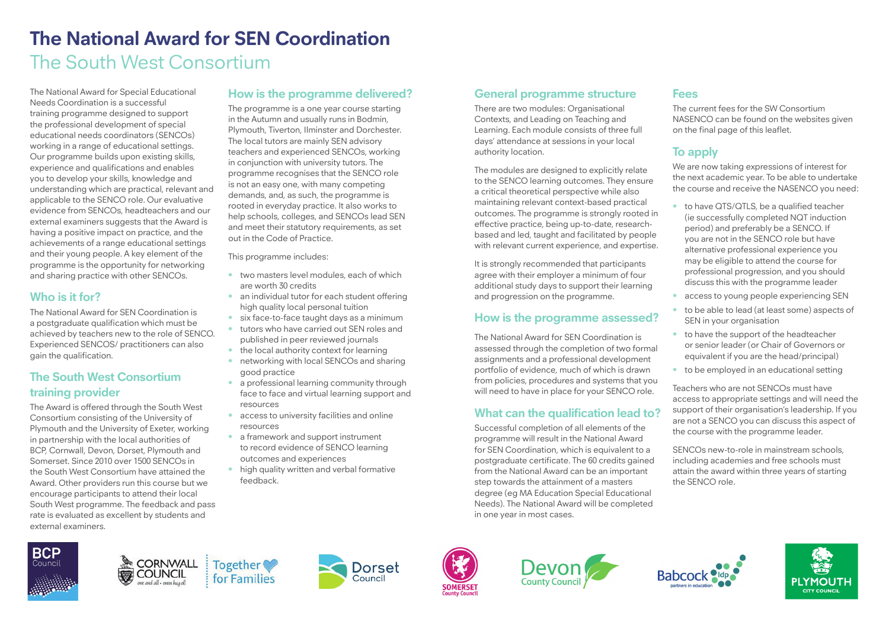# The National Award for SEN Coordination

## The South West Consortium

The National Award for Special Educational Needs Coordination is a successful training programme designed to support the professional development of special educational needs coordinators (SENCOs) working in a range of educational settings. Our programme builds upon existing skills, experience and qualifications and enables you to develop your skills, knowledge and understanding which are practical, relevant and applicable to the SENCO role. Our evaluative evidence from SENCOs, headteachers and our external examiners suggests that the Award is having a positive impact on practice, and the achievements of a range educational settings and their young people. A key element of the programme is the opportunity for networking and sharing practice with other SENCOs.

### Who is it for?

The National Award for SEN Coordination is a postgraduate qualification which must be achieved by teachers new to the role of SENCO. Experienced SENCOS/ practitioners can also gain the qualification.

### The South West Consortium training provider

The Award is offered through the South West Consortium consisting of the University of Plymouth and the University of Exeter, working in partnership with the local authorities of BCP, Cornwall, Devon, Dorset, Plymouth and Somerset. Since 2010 over 1500 SENCOs in the South West Consortium have attained the Award. Other providers run this course but we encourage participants to attend their local South West programme. The feedback and pass rate is evaluated as excellent by students and external examiners.

### How is the programme delivered?

The programme is a one year course starting in the Autumn and usually runs in Bodmin, Plymouth, Tiverton, Ilminster and Dorchester. The local tutors are mainly SEN advisory teachers and experienced SENCOs, working in conjunction with university tutors. The programme recognises that the SENCO role is not an easy one, with many competing demands, and, as such, the programme is rooted in everyday practice. It also works to help schools, colleges, and SENCOs lead SEN and meet their statutory requirements, as set out in the Code of Practice.

This programme includes:

- two masters level modules, each of which are worth 30 credits
- an individual tutor for each student offering high quality local personal tuition
- six face-to-face taught days as a minimum
- tutors who have carried out SEN roles and published in peer reviewed journals
- the local authority context for learning
- networking with local SENCOs and sharing good practice
- a professional learning community through face to face and virtual learning support and resources
- access to university facilities and online resources
- a framework and support instrument to record evidence of SENCO learning outcomes and experiences
- high quality written and verbal formative feedback.

### General programme structure

There are two modules: Organisational Contexts, and Leading on Teaching and Learning. Each module consists of three full days' attendance at sessions in your local authority location.

The modules are designed to explicitly relate to the SENCO learning outcomes. They ensure a critical theoretical perspective while also maintaining relevant context-based practical outcomes. The programme is strongly rooted in effective practice, being up-to-date, research-based and led, taught and facilitated by people with relevant current experience, and expertise.

It is strongly recommended that participants agree with their employer a minimum of four additional study days to support their learning and progression on the programme.

### How is the programme assessed?

The National Award for SEN Coordination is assessed through the completion of two formal assignments and a professional development portfolio of evidence, much of which is drawn from policies, procedures and systems that you will need to have in place for your SENCO role.

### What can the qualification lead to?

Successful completion of all elements of the programme will result in the National Award for SEN Coordination, which is equivalent to a postgraduate certificate. The 60 credits gained from the National Award can be an important step towards the attainment of a masters degree (eg MA Education Special Educational Needs). The National Award will be completed in one year in most cases.

### Fees

The current fees for the SW Consortium NASENCO can be found on the websites given on the final page of this leaflet.

### To apply

We are now taking expressions of interest for the next academic year. To be able to undertake the course and receive the NASENCO you need:

- to have QTS/QTLS, be a qualified teacher (ie successfully completed NQT induction period) and preferably be a SENCO. If you are not in the SENCO role but have alternative professional experience you may be eligible to attend the course for professional progression, and you should discuss this with the programme leader
- access to young people experiencing SEN
- to be able to lead (at least some) aspects of SEN in your organisation
- to have the support of the headteacher or senior leader (or Chair of Governors or equivalent if you are the head/principal)
- to be employed in an educational setting

Teachers who are not SENCOs must have access to appropriate settings and will need the support of their organisation's leadership. If you are not a SENCO you can discuss this aspect of the course with the programme leader.

SENCOs new-to-role in mainstream schools, including academies and free schools must attain the award within three years of starting the SENCO role.

BCP Council | Cornwall Council – one and all • onen hag oll | Together for Families | Dorset Council | Somerset County Council | Devon County Council | Babcock ldp – partners in education | Plymouth City Council